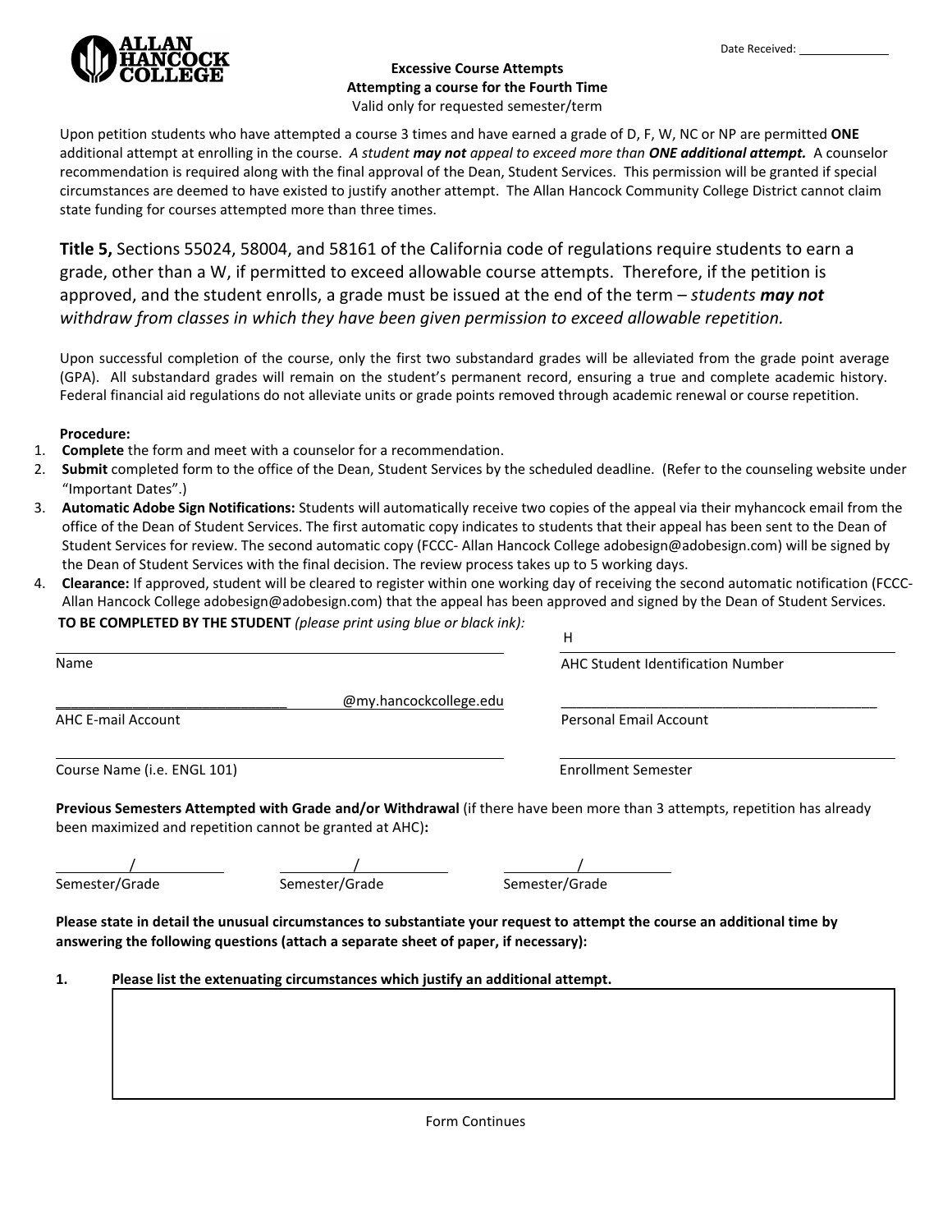ALLAN HANCOCK COLLEGE

Date Received: ______________

**Excessive Course Attempts**
**Attempting a course for the Fourth Time**
Valid only for requested semester/term

Upon petition students who have attempted a course 3 times and have earned a grade of D, F, W, NC or NP are permitted **ONE** additional attempt at enrolling in the course. *A student **may not** appeal to exceed more than **ONE additional attempt.*** A counselor recommendation is required along with the final approval of the Dean, Student Services. This permission will be granted if special circumstances are deemed to have existed to justify another attempt. The Allan Hancock Community College District cannot claim state funding for courses attempted more than three times.

**Title 5,** Sections 55024, 58004, and 58161 of the California code of regulations require students to earn a grade, other than a W, if permitted to exceed allowable course attempts. Therefore, if the petition is approved, and the student enrolls, a grade must be issued at the end of the term – *students **may not** withdraw from classes in which they have been given permission to exceed allowable repetition.*

Upon successful completion of the course, only the first two substandard grades will be alleviated from the grade point average (GPA). All substandard grades will remain on the student's permanent record, ensuring a true and complete academic history. Federal financial aid regulations do not alleviate units or grade points removed through academic renewal or course repetition.

**Procedure:**

1. **Complete** the form and meet with a counselor for a recommendation.
2. **Submit** completed form to the office of the Dean, Student Services by the scheduled deadline. (Refer to the counseling website under "Important Dates".)
3. **Automatic Adobe Sign Notifications:** Students will automatically receive two copies of the appeal via their myhancock email from the office of the Dean of Student Services. The first automatic copy indicates to students that their appeal has been sent to the Dean of Student Services for review. The second automatic copy (FCCC- Allan Hancock College adobesign@adobesign.com) will be signed by the Dean of Student Services with the final decision. The review process takes up to 5 working days.
4. **Clearance:** If approved, student will be cleared to register within one working day of receiving the second automatic notification (FCCC-Allan Hancock College adobesign@adobesign.com) that the appeal has been approved and signed by the Dean of Student Services.

**TO BE COMPLETED BY THE STUDENT** *(please print using blue or black ink):*

______________________________ Name

H______________________________ AHC Student Identification Number

______________________________@my.hancockcollege.edu AHC E-mail Account

______________________________ Personal Email Account

______________________________ Course Name (i.e. ENGL 101)

______________________________ Enrollment Semester

**Previous Semesters Attempted with Grade and/or Withdrawal** (if there have been more than 3 attempts, repetition has already been maximized and repetition cannot be granted at AHC)**:**

_______/_______ Semester/Grade

_______/_______ Semester/Grade

_______/_______ Semester/Grade

**Please state in detail the unusual circumstances to substantiate your request to attempt the course an additional time by answering the following questions (attach a separate sheet of paper, if necessary):**

1. **Please list the extenuating circumstances which justify an additional attempt.**

Form Continues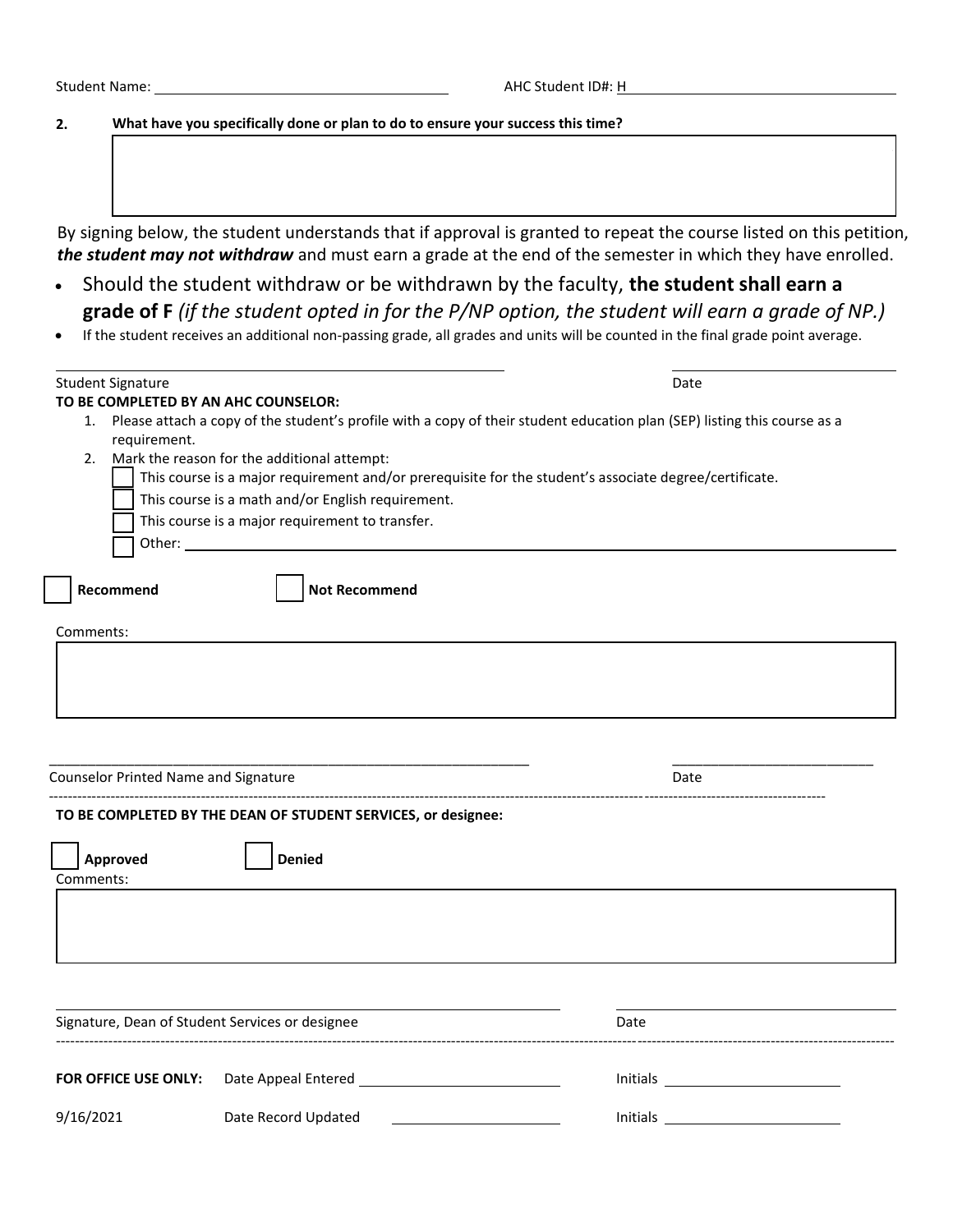Student Name: ______________________________ AHC Student ID#: H______________________________

**2. What have you specifically done or plan to do to ensure your success this time?**

| |
|---|
| |

By signing below, the student understands that if approval is granted to repeat the course listed on this petition, ***the student may not withdraw*** and must earn a grade at the end of the semester in which they have enrolled.

- Should the student withdraw or be withdrawn by the faculty, **the student shall earn a grade of F** *(if the student opted in for the P/NP option, the student will earn a grade of NP.)*
- If the student receives an additional non-passing grade, all grades and units will be counted in the final grade point average.

______________________________ ______________________________

Student Signature Date

**TO BE COMPLETED BY AN AHC COUNSELOR:**

1. Please attach a copy of the student's profile with a copy of their student education plan (SEP) listing this course as a requirement.
2. Mark the reason for the additional attempt:
   - ☐ This course is a major requirement and/or prerequisite for the student's associate degree/certificate.
   - ☐ This course is a math and/or English requirement.
   - ☐ This course is a major requirement to transfer.
   - ☐ Other: ______________________________

☐ **Recommend** ☐ **Not Recommend**

Comments:

| |
|---|
| |

______________________________ ______________________________

Counselor Printed Name and Signature Date

---

**TO BE COMPLETED BY THE DEAN OF STUDENT SERVICES, or designee:**

☐ **Approved** ☐ **Denied**

Comments:

| |
|---|
| |

______________________________ ______________________________

Signature, Dean of Student Services or designee Date

---

**FOR OFFICE USE ONLY:** Date Appeal Entered ______________________________ Initials ______________________________

9/16/2021 Date Record Updated ______________________________ Initials ______________________________